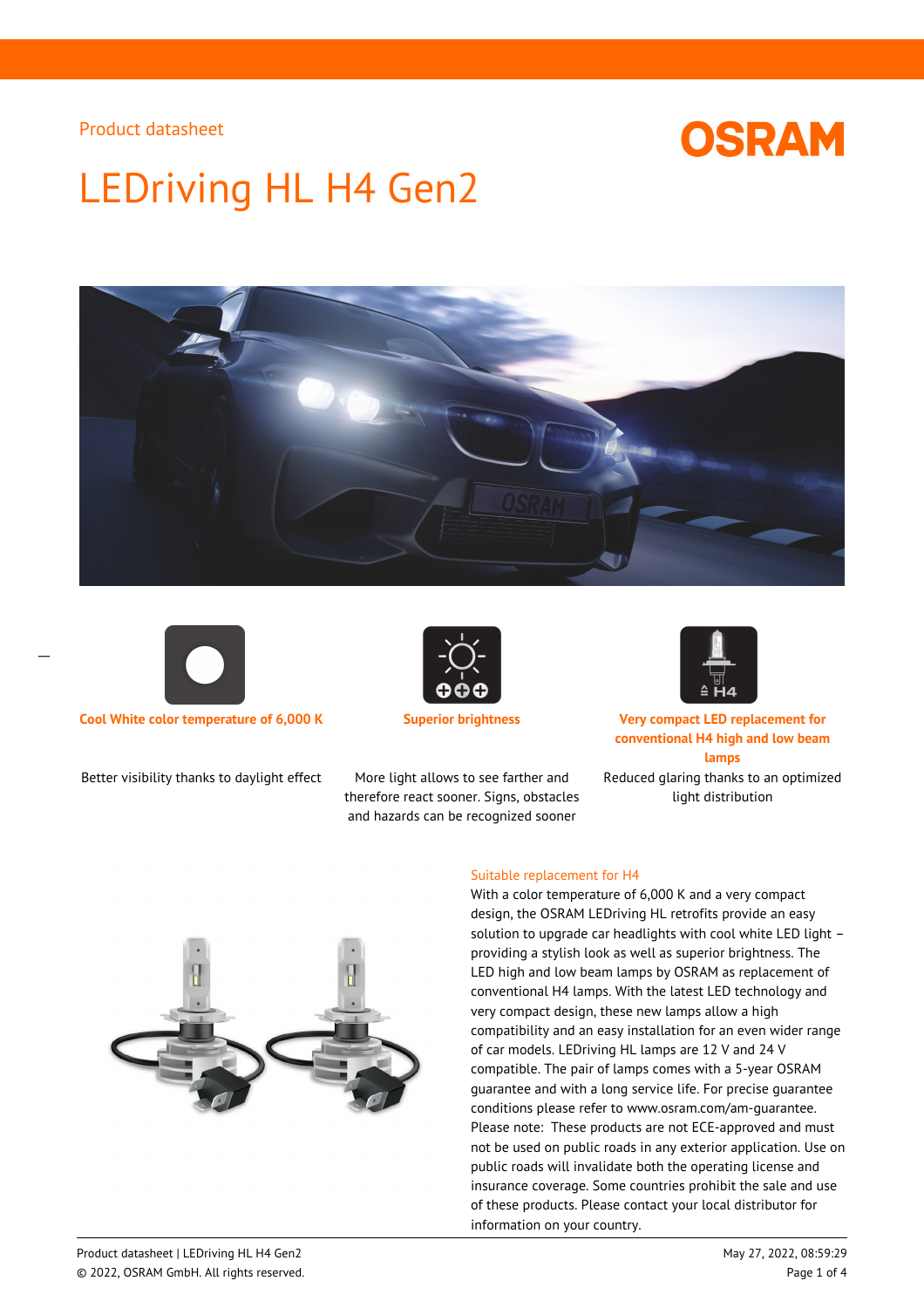Product datasheet

# LEDriving HL H4 Gen2

OSRAM

**Cool White color temperature of 6,000 K**

Better visibility thanks to daylight effect

**Superior brightness**

More light allows to see farther and therefore react sooner. Signs, obstacles and hazards can be recognized sooner

**Very compact LED replacement for conventional H4 high and low beam lamps**

Reduced glaring thanks to an optimized light distribution

## Suitable replacement for H4

With a color temperature of 6,000 K and a very compact design, the OSRAM LEDriving HL retrofits provide an easy solution to upgrade car headlights with cool white LED light – providing a stylish look as well as superior brightness. The LED high and low beam lamps by OSRAM as replacement of conventional H4 lamps. With the latest LED technology and very compact design, these new lamps allow a high compatibility and an easy installation for an even wider range of car models. LEDriving HL lamps are 12 V and 24 V compatible. The pair of lamps comes with a 5-year OSRAM guarantee and with a long service life. For precise guarantee conditions please refer to www.osram.com/am-guarantee. Please note: These products are not ECE-approved and must not be used on public roads in any exterior application. Use on public roads will invalidate both the operating license and insurance coverage. Some countries prohibit the sale and use of these products. Please contact your local distributor for information on your country.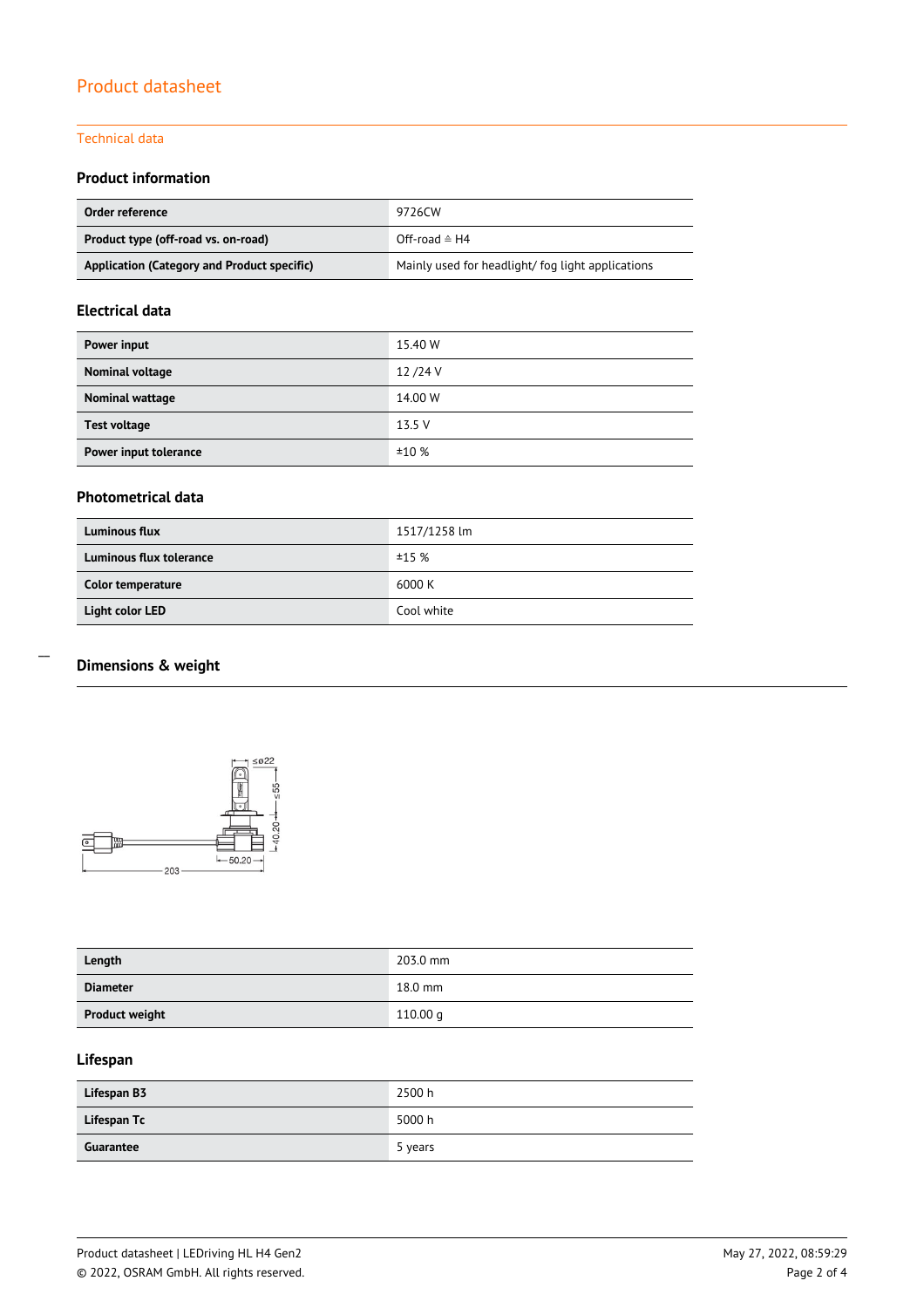# Product datasheet

## Technical data

### Product information

| | |
|---|---|
| **Order reference** | 9726CW |
| **Product type (off-road vs. on-road)** | Off-road ≙ H4 |
| **Application (Category and Product specific)** | Mainly used for headlight/ fog light applications |

### Electrical data

| | |
|---|---|
| **Power input** | 15.40 W |
| **Nominal voltage** | 12 /24 V |
| **Nominal wattage** | 14.00 W |
| **Test voltage** | 13.5 V |
| **Power input tolerance** | ±10 % |

### Photometrical data

| | |
|---|---|
| **Luminous flux** | 1517/1258 lm |
| **Luminous flux tolerance** | ±15 % |
| **Color temperature** | 6000 K |
| **Light color LED** | Cool white |

### Dimensions & weight

≤ø22
≤55
40.20
50.20
203

| | |
|---|---|
| **Length** | 203.0 mm |
| **Diameter** | 18.0 mm |
| **Product weight** | 110.00 g |

### Lifespan

| | |
|---|---|
| **Lifespan B3** | 2500 h |
| **Lifespan Tc** | 5000 h |
| **Guarantee** | 5 years |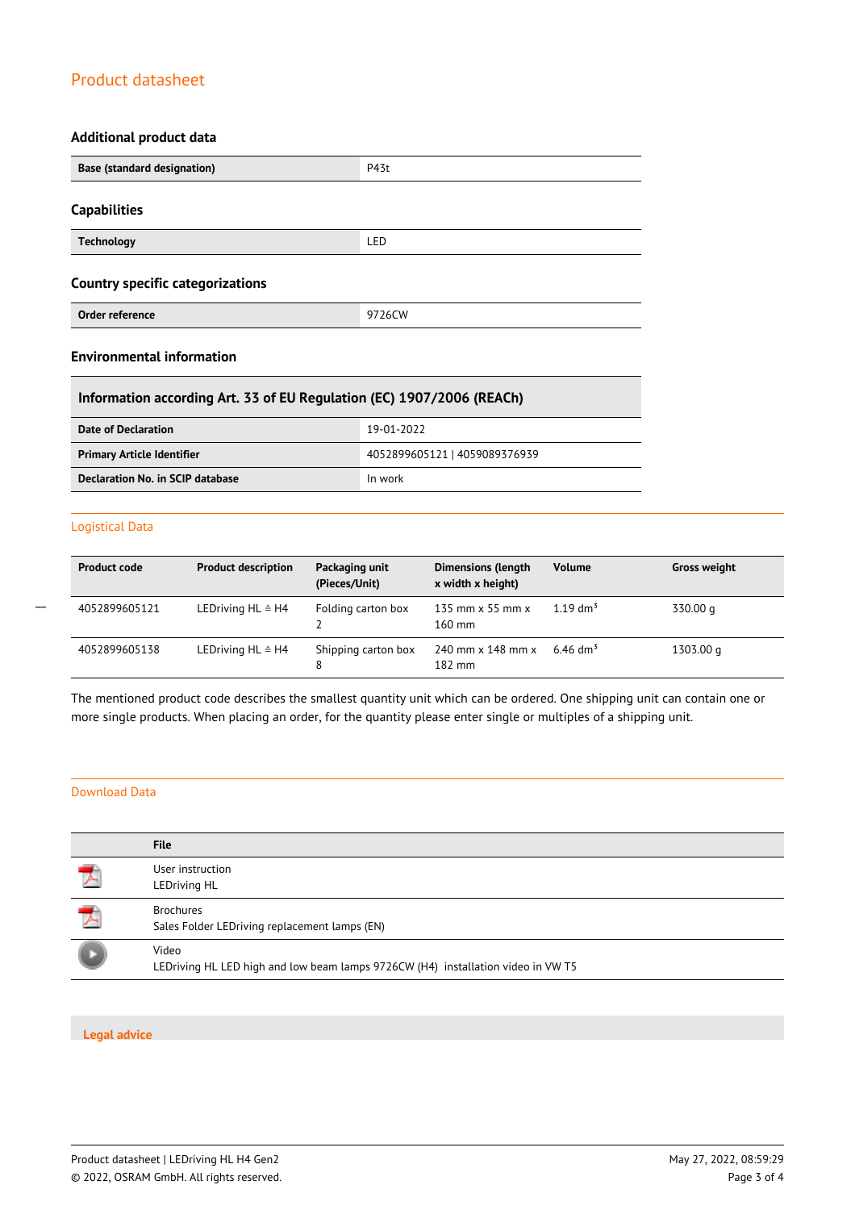# Product datasheet

## Additional product data

| | |
|---|---|
| **Base (standard designation)** | P43t |

## Capabilities

| | |
|---|---|
| **Technology** | LED |

## Country specific categorizations

| | |
|---|---|
| **Order reference** | 9726CW |

## Environmental information

| Information according Art. 33 of EU Regulation (EC) 1907/2006 (REACh) | |
|---|---|
| **Date of Declaration** | 19-01-2022 |
| **Primary Article Identifier** | 4052899605121 \| 4059089376939 |
| **Declaration No. in SCIP database** | In work |

## Logistical Data

| Product code | Product description | Packaging unit (Pieces/Unit) | Dimensions (length x width x height) | Volume | Gross weight |
|---|---|---|---|---|---|
| 4052899605121 | LEDriving HL ≙ H4 | Folding carton box 2 | 135 mm x 55 mm x 160 mm | 1.19 $dm^3$ | 330.00 g |
| 4052899605138 | LEDriving HL ≙ H4 | Shipping carton box 8 | 240 mm x 148 mm x 182 mm | 6.46 $dm^3$ | 1303.00 g |

The mentioned product code describes the smallest quantity unit which can be ordered. One shipping unit can contain one or more single products. When placing an order, for the quantity please enter single or multiples of a shipping unit.

## Download Data

| | File |
|---|---|
| | User instruction<br>LEDriving HL |
| | Brochures<br>Sales Folder LEDriving replacement lamps (EN) |
| | Video<br>LEDriving HL LED high and low beam lamps 9726CW (H4) installation video in VW T5 |

## Legal advice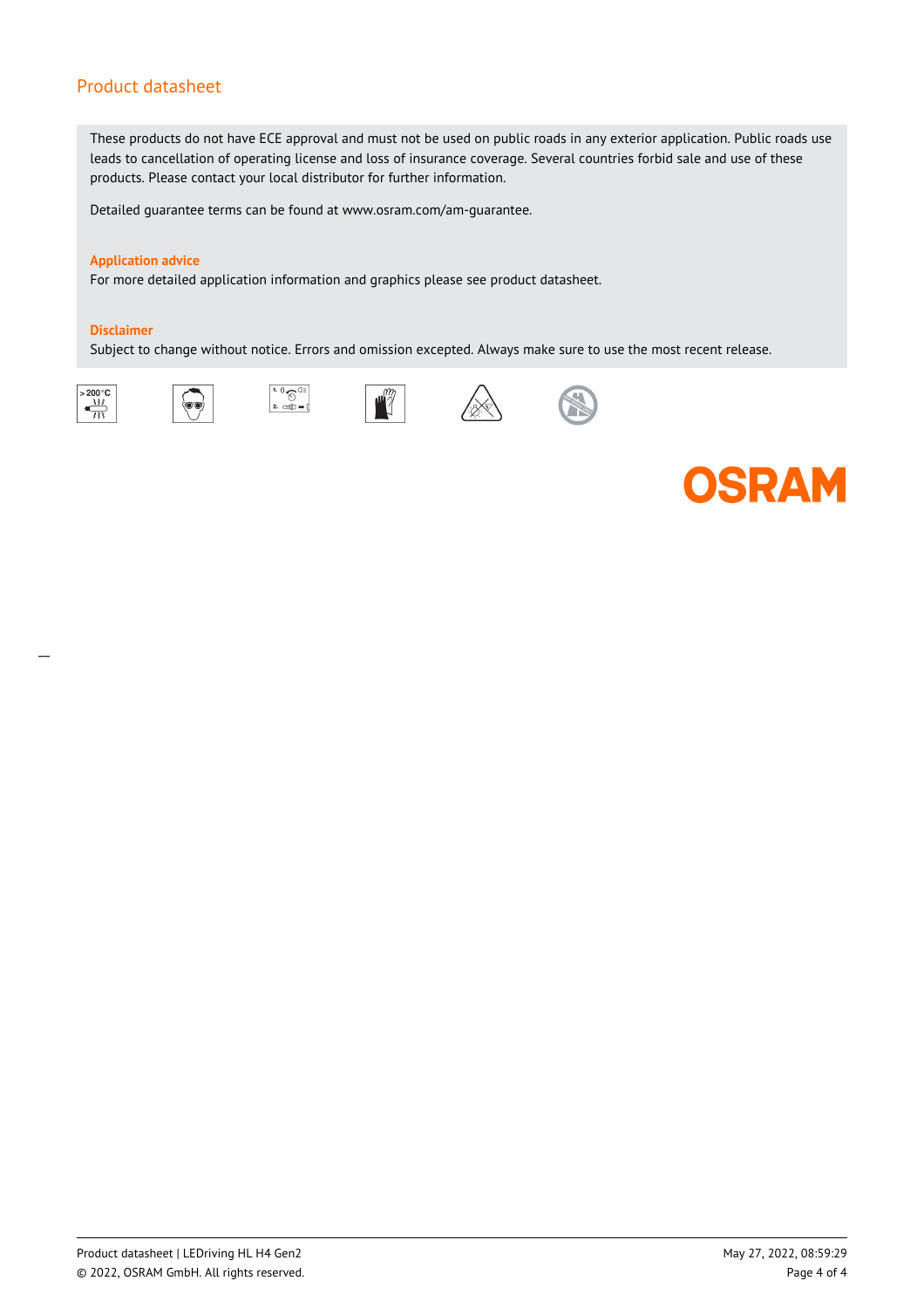These products do not have ECE approval and must not be used on public roads in any exterior application. Public roads use leads to cancellation of operating license and loss of insurance coverage. Several countries forbid sale and use of these products. Please contact your local distributor for further information.

Detailed guarantee terms can be found at www.osram.com/am-guarantee.

### Application advice

For more detailed application information and graphics please see product datasheet.

### Disclaimer

Subject to change without notice. Errors and omission excepted. Always make sure to use the most recent release.